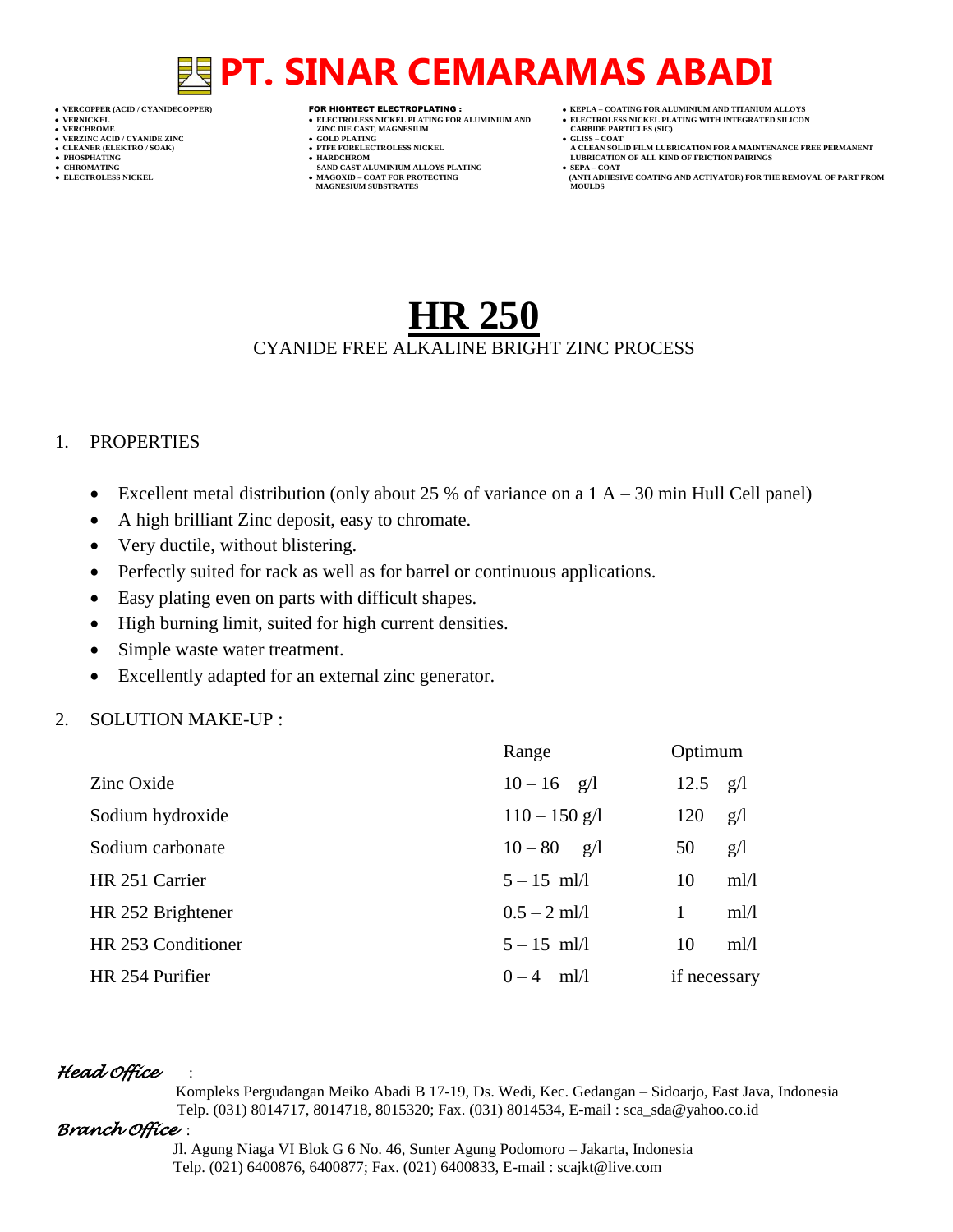# PT. SINAR CEMARAMAS ABADI

- VERCOPPER (ACID / CYANIDECOPPER)
- VERNICKEL
- VERCHROME
- VERZINC ACID / CYANIDE ZINC
- CLEANER (ELEKTRO / SOAK)
- PHOSPHATING
- CHROMATING
- ELECTROLESS NICKEL

**FOR HIGHTECT ELECTROPLATING :**

- ELECTROLESS NICKEL PLATING FOR ALUMINIUM AND ZINC DIE CAST, MAGNESIUM
- GOLD PLATING
- PTFE FORELECTROLESS NICKEL
- HARDCHROM SAND CAST ALUMINIUM ALLOYS PLATING
- MAGOXID – COAT FOR PROTECTING MAGNESIUM SUBSTRATES

- KEPLA – COATING FOR ALUMINIUM AND TITANIUM ALLOYS
- ELECTROLESS NICKEL PLATING WITH INTEGRATED SILICON CARBIDE PARTICLES (SIC)
- GLISS – COAT A CLEAN SOLID FILM LUBRICATION FOR A MAINTENANCE FREE PERMANENT LUBRICATION OF ALL KIND OF FRICTION PAIRINGS
- SEPA – COAT (ANTI ADHESIVE COATING AND ACTIVATOR) FOR THE REMOVAL OF PART FROM MOULDS

# HR 250

CYANIDE FREE ALKALINE BRIGHT ZINC PROCESS

1. PROPERTIES

- Excellent metal distribution (only about 25 % of variance on a 1 A – 30 min Hull Cell panel)
- A high brilliant Zinc deposit, easy to chromate.
- Very ductile, without blistering.
- Perfectly suited for rack as well as for barrel or continuous applications.
- Easy plating even on parts with difficult shapes.
- High burning limit, suited for high current densities.
- Simple waste water treatment.
- Excellently adapted for an external zinc generator.

2. SOLUTION MAKE-UP :

| | Range | Optimum |
|---|---|---|
| Zinc Oxide | 10 – 16 g/l | 12.5 g/l |
| Sodium hydroxide | 110 – 150 g/l | 120 g/l |
| Sodium carbonate | 10 – 80 g/l | 50 g/l |
| HR 251 Carrier | 5 – 15 ml/l | 10 ml/l |
| HR 252 Brightener | 0.5 – 2 ml/l | 1 ml/l |
| HR 253 Conditioner | 5 – 15 ml/l | 10 ml/l |
| HR 254 Purifier | 0 – 4 ml/l | if necessary |

*Head Office* :
Kompleks Pergudangan Meiko Abadi B 17-19, Ds. Wedi, Kec. Gedangan – Sidoarjo, East Java, Indonesia
Telp. (031) 8014717, 8014718, 8015320; Fax. (031) 8014534, E-mail : sca_sda@yahoo.co.id

*Branch Office* :
Jl. Agung Niaga VI Blok G 6 No. 46, Sunter Agung Podomoro – Jakarta, Indonesia
Telp. (021) 6400876, 6400877; Fax. (021) 6400833, E-mail : scajkt@live.com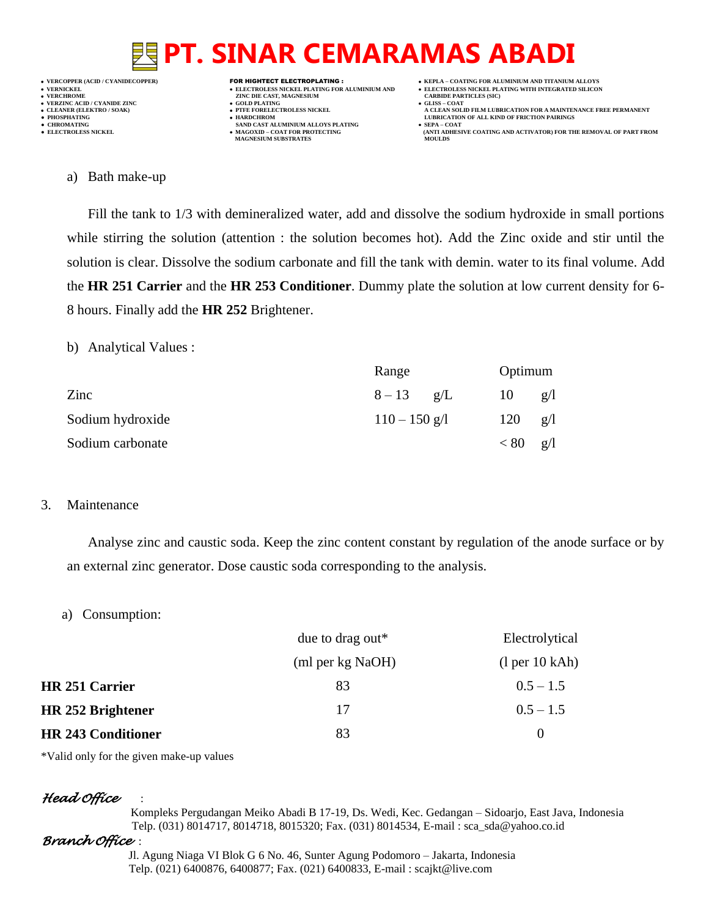a) Bath make-up

Fill the tank to 1/3 with demineralized water, add and dissolve the sodium hydroxide in small portions while stirring the solution (attention : the solution becomes hot). Add the Zinc oxide and stir until the solution is clear. Dissolve the sodium carbonate and fill the tank with demin. water to its final volume. Add the **HR 251 Carrier** and the **HR 253 Conditioner**. Dummy plate the solution at low current density for 6-8 hours. Finally add the **HR 252** Brightener.

b) Analytical Values :

| | Range | Optimum |
|---|---|---|
| Zinc | 8 – 13 g/L | 10 g/l |
| Sodium hydroxide | 110 – 150 g/l | 120 g/l |
| Sodium carbonate | | < 80 g/l |

3. Maintenance

Analyse zinc and caustic soda. Keep the zinc content constant by regulation of the anode surface or by an external zinc generator. Dose caustic soda corresponding to the analysis.

a) Consumption:

| | due to drag out* (ml per kg NaOH) | Electrolytical (l per 10 kAh) |
|---|---|---|
| **HR 251 Carrier** | 83 | 0.5 – 1.5 |
| **HR 252 Brightener** | 17 | 0.5 – 1.5 |
| **HR 243 Conditioner** | 83 | 0 |

*Valid only for the given make-up values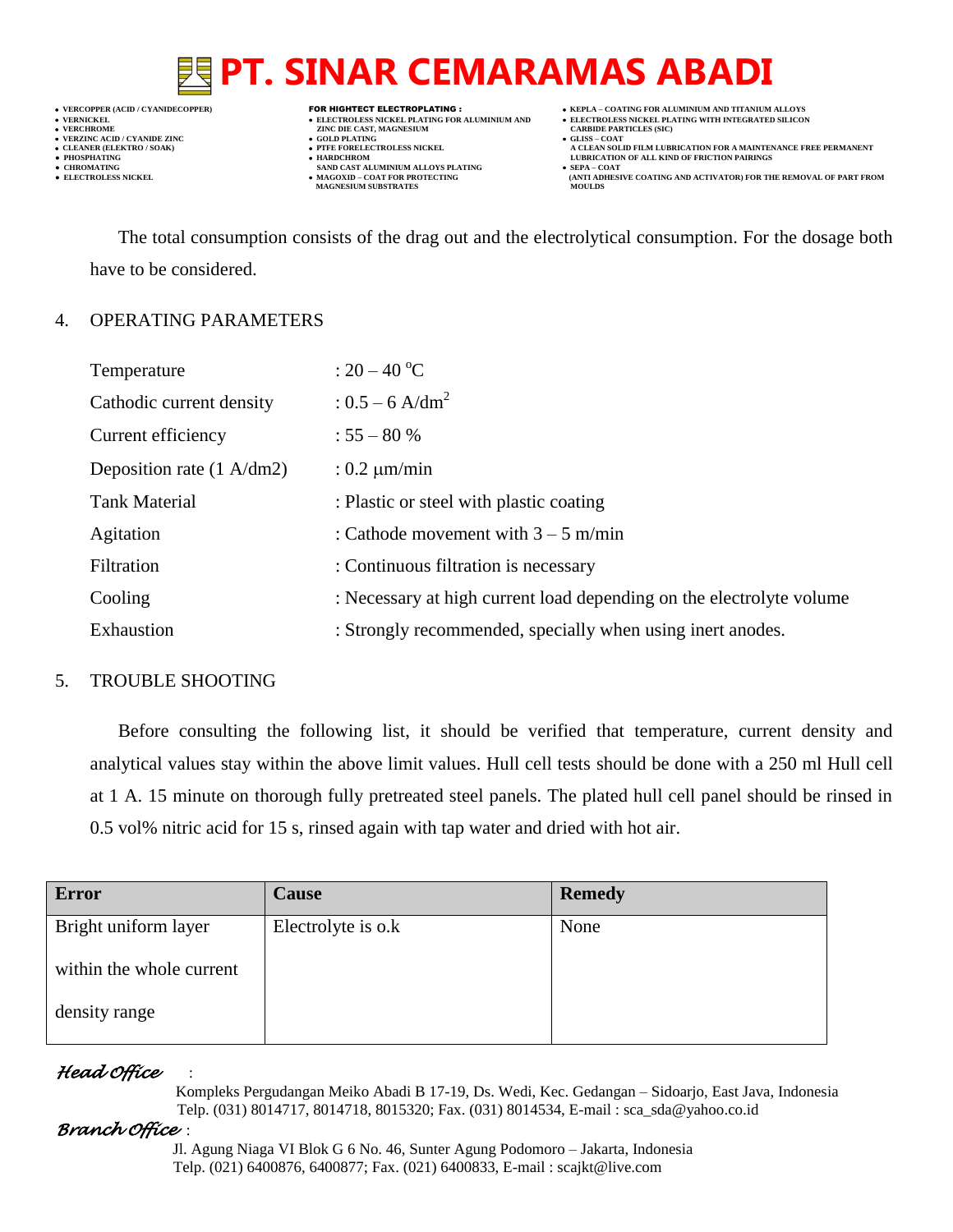The total consumption consists of the drag out and the electrolytical consumption. For the dosage both have to be considered.

## 4. OPERATING PARAMETERS

| | |
|---|---|
| Temperature | : 20 – 40 °C |
| Cathodic current density | : 0.5 – 6 A/dm$^2$ |
| Current efficiency | : 55 – 80 % |
| Deposition rate (1 A/dm2) | : 0.2 μm/min |
| Tank Material | : Plastic or steel with plastic coating |
| Agitation | : Cathode movement with 3 – 5 m/min |
| Filtration | : Continuous filtration is necessary |
| Cooling | : Necessary at high current load depending on the electrolyte volume |
| Exhaustion | : Strongly recommended, specially when using inert anodes. |

## 5. TROUBLE SHOOTING

Before consulting the following list, it should be verified that temperature, current density and analytical values stay within the above limit values. Hull cell tests should be done with a 250 ml Hull cell at 1 A. 15 minute on thorough fully pretreated steel panels. The plated hull cell panel should be rinsed in 0.5 vol% nitric acid for 15 s, rinsed again with tap water and dried with hot air.

| Error | Cause | Remedy |
|---|---|---|
| Bright uniform layer within the whole current density range | Electrolyte is o.k | None |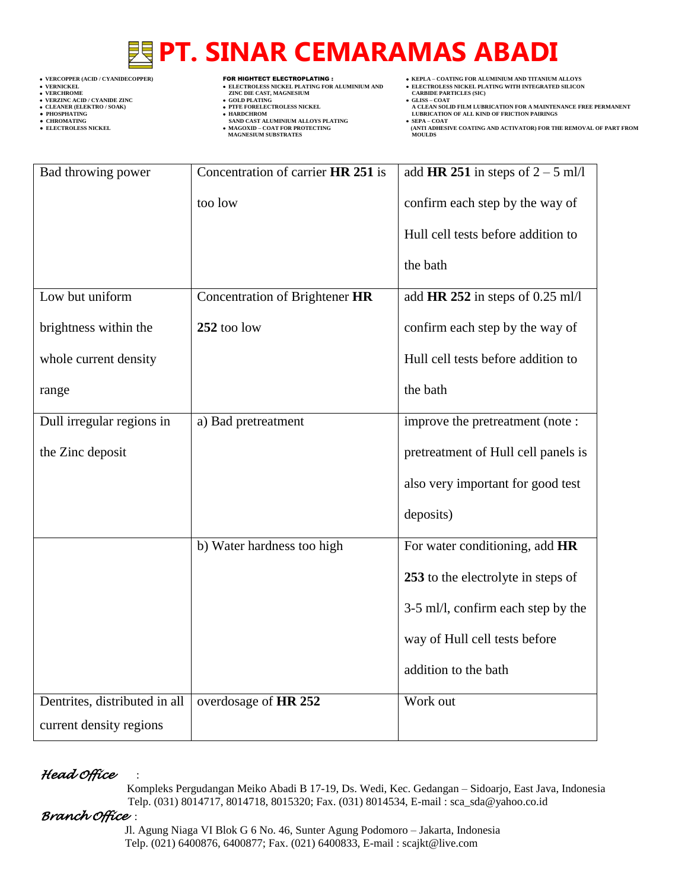| Bad throwing power | Concentration of carrier **HR 251** is too low | add **HR 251** in steps of 2 – 5 ml/l confirm each step by the way of Hull cell tests before addition to the bath |
|---|---|---|
| Low but uniform brightness within the whole current density range | Concentration of Brightener **HR 252** too low | add **HR 252** in steps of 0.25 ml/l confirm each step by the way of Hull cell tests before addition to the bath |
| Dull irregular regions in the Zinc deposit | a) Bad pretreatment | improve the pretreatment (note : pretreatment of Hull cell panels is also very important for good test deposits) |
| | b) Water hardness too high | For water conditioning, add **HR 253** to the electrolyte in steps of 3-5 ml/l, confirm each step by the way of Hull cell tests before addition to the bath |
| Dentrites, distributed in all current density regions | overdosage of **HR 252** | Work out |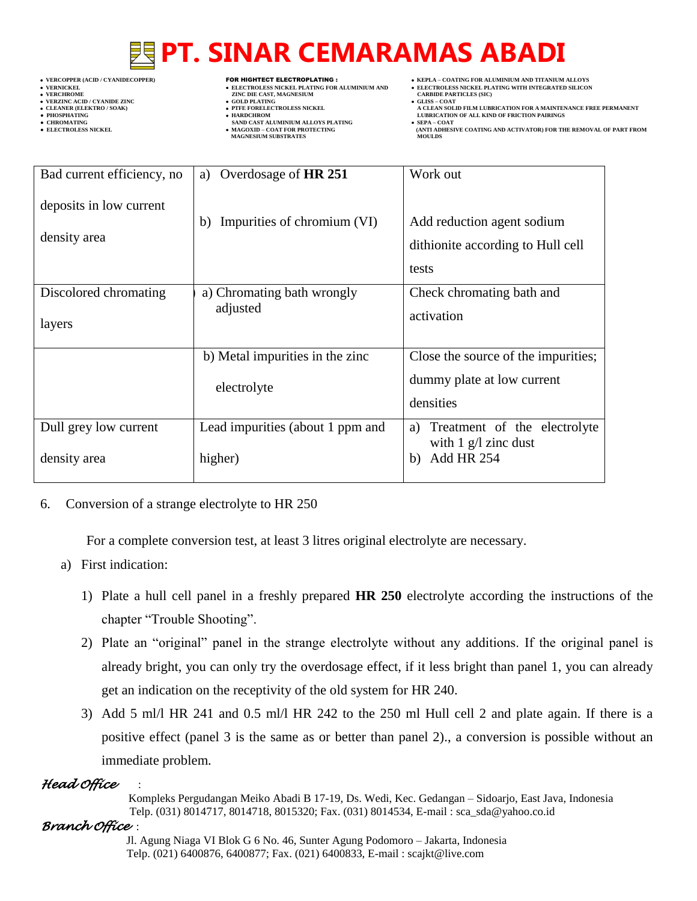| | | |
|---|---|---|
| Bad current efficiency, no deposits in low current density area | a) Overdosage of **HR 251**<br><br>b) Impurities of chromium (VI) | Work out<br><br>Add reduction agent sodium dithionite according to Hull cell tests |
| Discolored chromating layers | a) Chromating bath wrongly adjusted | Check chromating bath and activation |
| | b) Metal impurities in the zinc electrolyte | Close the source of the impurities; dummy plate at low current densities |
| Dull grey low current density area | Lead impurities (about 1 ppm and higher) | a) Treatment of the electrolyte with 1 g/l zinc dust<br>b) Add HR 254 |

6. Conversion of a strange electrolyte to HR 250

For a complete conversion test, at least 3 litres original electrolyte are necessary.

a) First indication:

1) Plate a hull cell panel in a freshly prepared **HR 250** electrolyte according the instructions of the chapter "Trouble Shooting".
2) Plate an "original" panel in the strange electrolyte without any additions. If the original panel is already bright, you can only try the overdosage effect, if it less bright than panel 1, you can already get an indication on the receptivity of the old system for HR 240.
3) Add 5 ml/l HR 241 and 0.5 ml/l HR 242 to the 250 ml Hull cell 2 and plate again. If there is a positive effect (panel 3 is the same as or better than panel 2)., a conversion is possible without an immediate problem.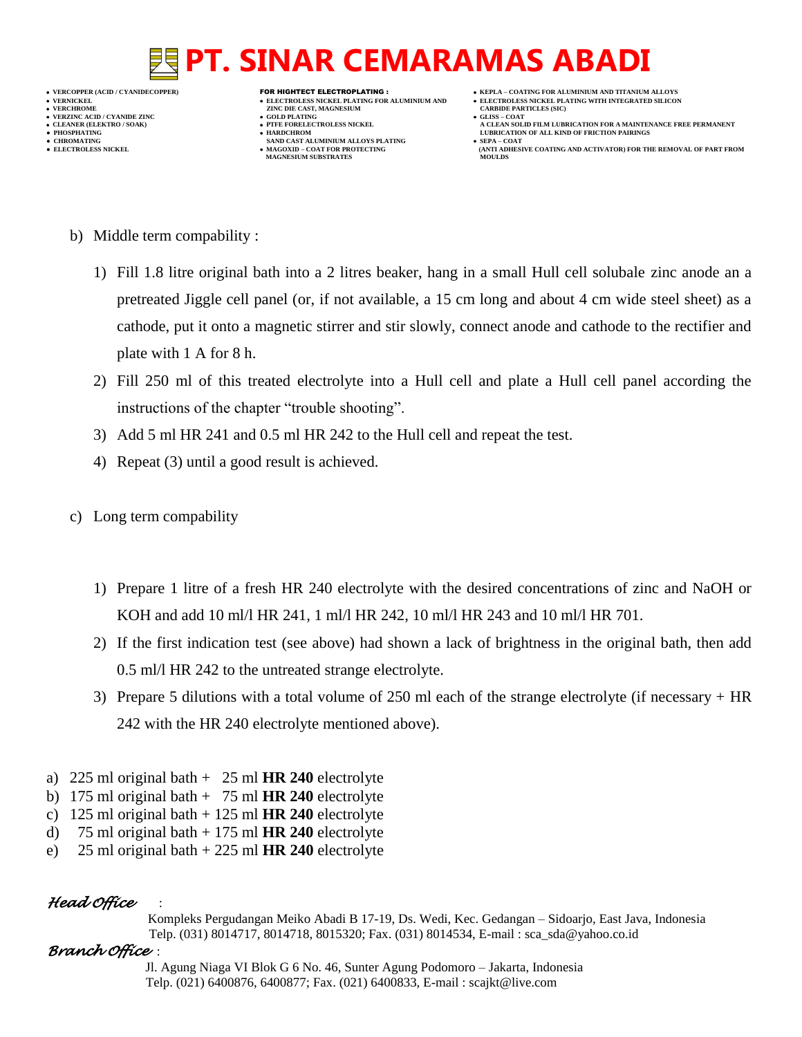b) Middle term compability :

1) Fill 1.8 litre original bath into a 2 litres beaker, hang in a small Hull cell solubale zinc anode an a pretreated Jiggle cell panel (or, if not available, a 15 cm long and about 4 cm wide steel sheet) as a cathode, put it onto a magnetic stirrer and stir slowly, connect anode and cathode to the rectifier and plate with 1 A for 8 h.
2) Fill 250 ml of this treated electrolyte into a Hull cell and plate a Hull cell panel according the instructions of the chapter "trouble shooting".
3) Add 5 ml HR 241 and 0.5 ml HR 242 to the Hull cell and repeat the test.
4) Repeat (3) until a good result is achieved.

c) Long term compability

1) Prepare 1 litre of a fresh HR 240 electrolyte with the desired concentrations of zinc and NaOH or KOH and add 10 ml/l HR 241, 1 ml/l HR 242, 10 ml/l HR 243 and 10 ml/l HR 701.
2) If the first indication test (see above) had shown a lack of brightness in the original bath, then add 0.5 ml/l HR 242 to the untreated strange electrolyte.
3) Prepare 5 dilutions with a total volume of 250 ml each of the strange electrolyte (if necessary + HR 242 with the HR 240 electrolyte mentioned above).

a) 225 ml original bath + 25 ml **HR 240** electrolyte
b) 175 ml original bath + 75 ml **HR 240** electrolyte
c) 125 ml original bath + 125 ml **HR 240** electrolyte
d) 75 ml original bath + 175 ml **HR 240** electrolyte
e) 25 ml original bath + 225 ml **HR 240** electrolyte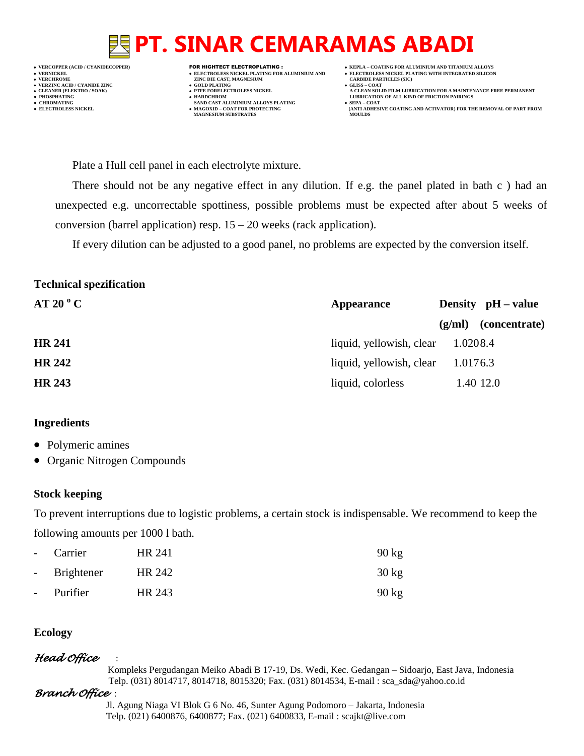Plate a Hull cell panel in each electrolyte mixture.

There should not be any negative effect in any dilution. If e.g. the panel plated in bath c ) had an unexpected e.g. uncorrectable spottiness, possible problems must be expected after about 5 weeks of conversion (barrel application) resp. 15 – 20 weeks (rack application).

If every dilution can be adjusted to a good panel, no problems are expected by the conversion itself.

## Technical spezification

| AT 20 °C | Appearance | Density (g/ml) | pH – value (concentrate) |
|---|---|---|---|
| **HR 241** | liquid, yellowish, clear | 1.020 | 8.4 |
| **HR 242** | liquid, yellowish, clear | 1.017 | 6.3 |
| **HR 243** | liquid, colorless | 1.40 | 12.0 |

## Ingredients

- Polymeric amines
- Organic Nitrogen Compounds

## Stock keeping

To prevent interruptions due to logistic problems, a certain stock is indispensable. We recommend to keep the following amounts per 1000 l bath.

| | | |
|---|---|---|
| - Carrier | HR 241 | 90 kg |
| - Brightener | HR 242 | 30 kg |
| - Purifier | HR 243 | 90 kg |

## Ecology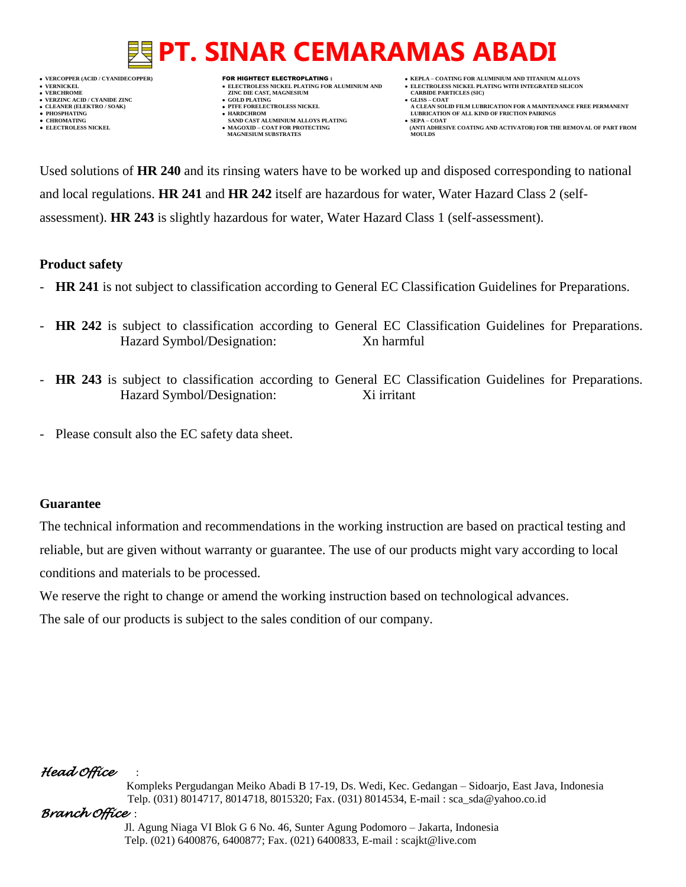Used solutions of **HR 240** and its rinsing waters have to be worked up and disposed corresponding to national and local regulations. **HR 241** and **HR 242** itself are hazardous for water, Water Hazard Class 2 (self-assessment). **HR 243** is slightly hazardous for water, Water Hazard Class 1 (self-assessment).

**Product safety**

- **HR 241** is not subject to classification according to General EC Classification Guidelines for Preparations.

- **HR 242** is subject to classification according to General EC Classification Guidelines for Preparations.
  Hazard Symbol/Designation: Xn harmful

- **HR 243** is subject to classification according to General EC Classification Guidelines for Preparations.
  Hazard Symbol/Designation: Xi irritant

- Please consult also the EC safety data sheet.

**Guarantee**

The technical information and recommendations in the working instruction are based on practical testing and reliable, but are given without warranty or guarantee. The use of our products might vary according to local conditions and materials to be processed.

We reserve the right to change or amend the working instruction based on technological advances.

The sale of our products is subject to the sales condition of our company.